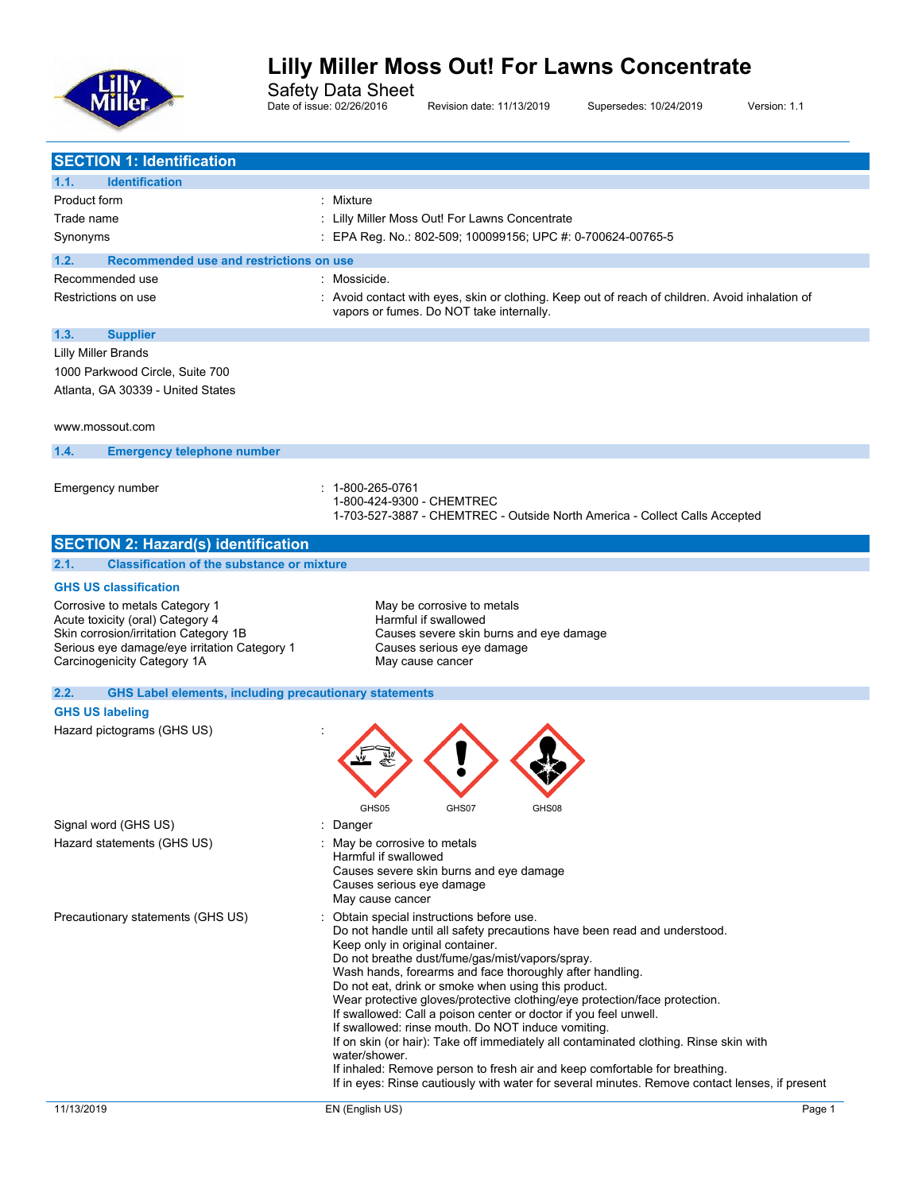# Lilly Miller Moss Out! For Lawns Concentrate

Safety Data Sheet

Date of issue: 02/26/2016 Revision date: 11/13/2019 Supersedes: 10/24/2019 Version: 1.1

## SECTION 1: Identification

### 1.1. Identification

| | |
|---|---|
| Product form | : Mixture |
| Trade name | : Lilly Miller Moss Out! For Lawns Concentrate |
| Synonyms | : EPA Reg. No.: 802-509; 100099156; UPC #: 0-700624-00765-5 |

### 1.2. Recommended use and restrictions on use

| | |
|---|---|
| Recommended use | : Mossicide. |
| Restrictions on use | : Avoid contact with eyes, skin or clothing. Keep out of reach of children. Avoid inhalation of vapors or fumes. Do NOT take internally. |

### 1.3. Supplier

Lilly Miller Brands
1000 Parkwood Circle, Suite 700
Atlanta, GA 30339 - United States

www.mossout.com

### 1.4. Emergency telephone number

Emergency number : 1-800-265-0761
1-800-424-9300 - CHEMTREC
1-703-527-3887 - CHEMTREC - Outside North America - Collect Calls Accepted

## SECTION 2: Hazard(s) identification

### 2.1. Classification of the substance or mixture

**GHS US classification**

| | |
|---|---|
| Corrosive to metals Category 1 | May be corrosive to metals |
| Acute toxicity (oral) Category 4 | Harmful if swallowed |
| Skin corrosion/irritation Category 1B | Causes severe skin burns and eye damage |
| Serious eye damage/eye irritation Category 1 | Causes serious eye damage |
| Carcinogenicity Category 1A | May cause cancer |

### 2.2. GHS Label elements, including precautionary statements

**GHS US labeling**

Hazard pictograms (GHS US) : GHS05 GHS07 GHS08

Signal word (GHS US) : Danger

Hazard statements (GHS US) : May be corrosive to metals
Harmful if swallowed
Causes severe skin burns and eye damage
Causes serious eye damage
May cause cancer

Precautionary statements (GHS US) : Obtain special instructions before use.
Do not handle until all safety precautions have been read and understood.
Keep only in original container.
Do not breathe dust/fume/gas/mist/vapors/spray.
Wash hands, forearms and face thoroughly after handling.
Do not eat, drink or smoke when using this product.
Wear protective gloves/protective clothing/eye protection/face protection.
If swallowed: Call a poison center or doctor if you feel unwell.
If swallowed: rinse mouth. Do NOT induce vomiting.
If on skin (or hair): Take off immediately all contaminated clothing. Rinse skin with water/shower.
If inhaled: Remove person to fresh air and keep comfortable for breathing.
If in eyes: Rinse cautiously with water for several minutes. Remove contact lenses, if present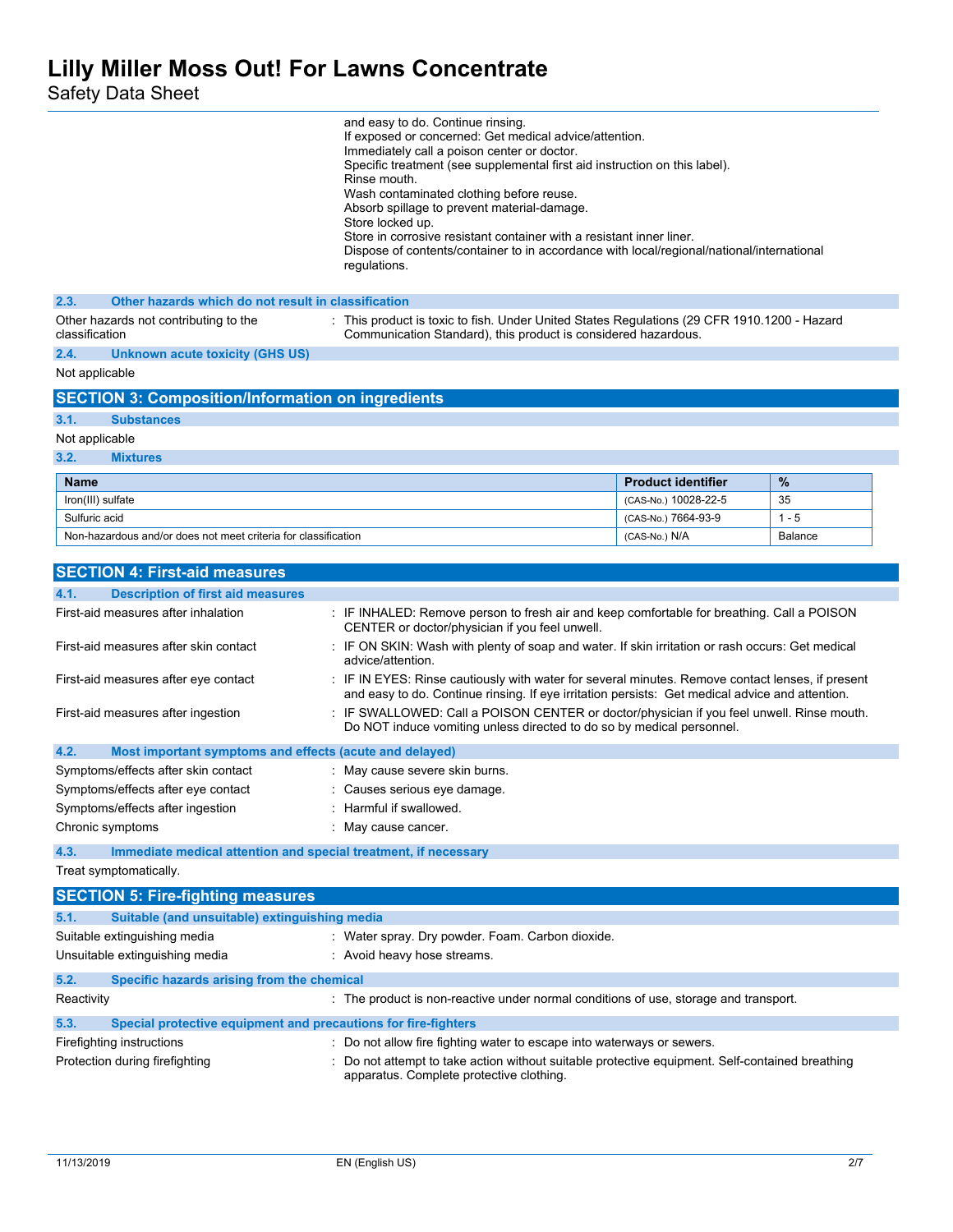and easy to do. Continue rinsing.
If exposed or concerned: Get medical advice/attention.
Immediately call a poison center or doctor.
Specific treatment (see supplemental first aid instruction on this label).
Rinse mouth.
Wash contaminated clothing before reuse.
Absorb spillage to prevent material-damage.
Store locked up.
Store in corrosive resistant container with a resistant inner liner.
Dispose of contents/container to in accordance with local/regional/national/international regulations.

### 2.3. Other hazards which do not result in classification

Other hazards not contributing to the classification : This product is toxic to fish. Under United States Regulations (29 CFR 1910.1200 - Hazard Communication Standard), this product is considered hazardous.

### 2.4. Unknown acute toxicity (GHS US)

Not applicable

## SECTION 3: Composition/Information on ingredients

### 3.1. Substances

Not applicable

### 3.2. Mixtures

| Name | Product identifier | % |
|---|---|---|
| Iron(III) sulfate | (CAS-No.) 10028-22-5 | 35 |
| Sulfuric acid | (CAS-No.) 7664-93-9 | 1 - 5 |
| Non-hazardous and/or does not meet criteria for classification | (CAS-No.) N/A | Balance |

## SECTION 4: First-aid measures

### 4.1. Description of first aid measures

First-aid measures after inhalation : IF INHALED: Remove person to fresh air and keep comfortable for breathing. Call a POISON CENTER or doctor/physician if you feel unwell.

First-aid measures after skin contact : IF ON SKIN: Wash with plenty of soap and water. If skin irritation or rash occurs: Get medical advice/attention.

First-aid measures after eye contact : IF IN EYES: Rinse cautiously with water for several minutes. Remove contact lenses, if present and easy to do. Continue rinsing. If eye irritation persists: Get medical advice and attention.

First-aid measures after ingestion : IF SWALLOWED: Call a POISON CENTER or doctor/physician if you feel unwell. Rinse mouth. Do NOT induce vomiting unless directed to do so by medical personnel.

### 4.2. Most important symptoms and effects (acute and delayed)

Symptoms/effects after skin contact : May cause severe skin burns.

Symptoms/effects after eye contact : Causes serious eye damage.

Symptoms/effects after ingestion : Harmful if swallowed.

Chronic symptoms : May cause cancer.

### 4.3. Immediate medical attention and special treatment, if necessary

Treat symptomatically.

## SECTION 5: Fire-fighting measures

### 5.1. Suitable (and unsuitable) extinguishing media

Suitable extinguishing media : Water spray. Dry powder. Foam. Carbon dioxide.

Unsuitable extinguishing media : Avoid heavy hose streams.

### 5.2. Specific hazards arising from the chemical

Reactivity : The product is non-reactive under normal conditions of use, storage and transport.

### 5.3. Special protective equipment and precautions for fire-fighters

Firefighting instructions : Do not allow fire fighting water to escape into waterways or sewers.

Protection during firefighting : Do not attempt to take action without suitable protective equipment. Self-contained breathing apparatus. Complete protective clothing.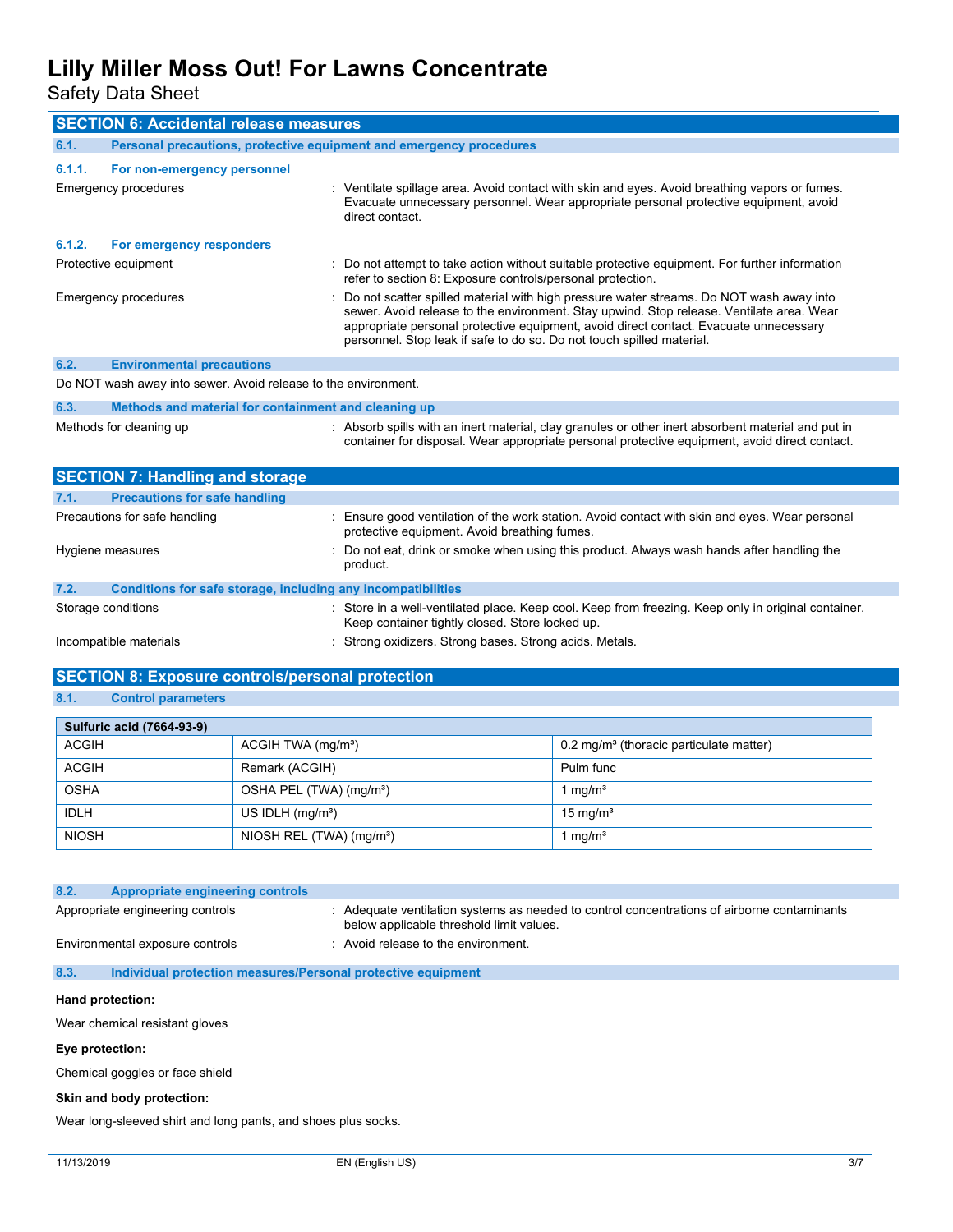## SECTION 6: Accidental release measures

### 6.1. Personal precautions, protective equipment and emergency procedures

#### 6.1.1. For non-emergency personnel

Emergency procedures : Ventilate spillage area. Avoid contact with skin and eyes. Avoid breathing vapors or fumes. Evacuate unnecessary personnel. Wear appropriate personal protective equipment, avoid direct contact.

#### 6.1.2. For emergency responders

Protective equipment : Do not attempt to take action without suitable protective equipment. For further information refer to section 8: Exposure controls/personal protection.

Emergency procedures : Do not scatter spilled material with high pressure water streams. Do NOT wash away into sewer. Avoid release to the environment. Stay upwind. Stop release. Ventilate area. Wear appropriate personal protective equipment, avoid direct contact. Evacuate unnecessary personnel. Stop leak if safe to do so. Do not touch spilled material.

### 6.2. Environmental precautions

Do NOT wash away into sewer. Avoid release to the environment.

### 6.3. Methods and material for containment and cleaning up

Methods for cleaning up : Absorb spills with an inert material, clay granules or other inert absorbent material and put in container for disposal. Wear appropriate personal protective equipment, avoid direct contact.

## SECTION 7: Handling and storage

### 7.1. Precautions for safe handling

Precautions for safe handling : Ensure good ventilation of the work station. Avoid contact with skin and eyes. Wear personal protective equipment. Avoid breathing fumes.

Hygiene measures : Do not eat, drink or smoke when using this product. Always wash hands after handling the product.

### 7.2. Conditions for safe storage, including any incompatibilities

Storage conditions : Store in a well-ventilated place. Keep cool. Keep from freezing. Keep only in original container. Keep container tightly closed. Store locked up.

Incompatible materials : Strong oxidizers. Strong bases. Strong acids. Metals.

## SECTION 8: Exposure controls/personal protection

### 8.1. Control parameters

| Sulfuric acid (7664-93-9) | | |
|---|---|---|
| ACGIH | ACGIH TWA (mg/m³) | 0.2 mg/m³ (thoracic particulate matter) |
| ACGIH | Remark (ACGIH) | Pulm func |
| OSHA | OSHA PEL (TWA) (mg/m³) | 1 mg/m³ |
| IDLH | US IDLH (mg/m³) | 15 mg/m³ |
| NIOSH | NIOSH REL (TWA) (mg/m³) | 1 mg/m³ |

### 8.2. Appropriate engineering controls

Appropriate engineering controls : Adequate ventilation systems as needed to control concentrations of airborne contaminants below applicable threshold limit values.

Environmental exposure controls : Avoid release to the environment.

### 8.3. Individual protection measures/Personal protective equipment

**Hand protection:**

Wear chemical resistant gloves

**Eye protection:**

Chemical goggles or face shield

**Skin and body protection:**

Wear long-sleeved shirt and long pants, and shoes plus socks.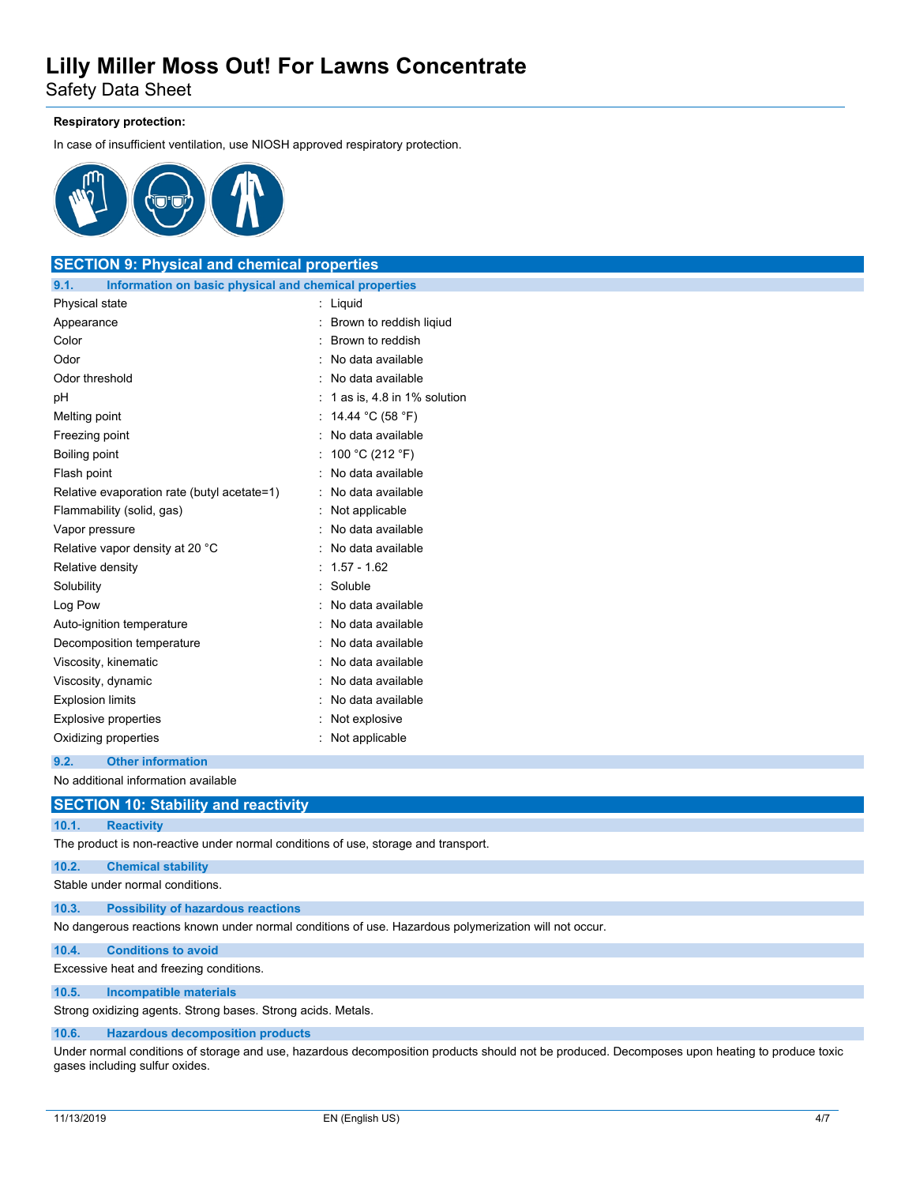**Respiratory protection:**

In case of insufficient ventilation, use NIOSH approved respiratory protection.

## SECTION 9: Physical and chemical properties

### 9.1. Information on basic physical and chemical properties

| Property | Value |
|---|---|
| Physical state | Liquid |
| Appearance | Brown to reddish liqiud |
| Color | Brown to reddish |
| Odor | No data available |
| Odor threshold | No data available |
| pH | 1 as is, 4.8 in 1% solution |
| Melting point | 14.44 °C (58 °F) |
| Freezing point | No data available |
| Boiling point | 100 °C (212 °F) |
| Flash point | No data available |
| Relative evaporation rate (butyl acetate=1) | No data available |
| Flammability (solid, gas) | Not applicable |
| Vapor pressure | No data available |
| Relative vapor density at 20 °C | No data available |
| Relative density | 1.57 - 1.62 |
| Solubility | Soluble |
| Log Pow | No data available |
| Auto-ignition temperature | No data available |
| Decomposition temperature | No data available |
| Viscosity, kinematic | No data available |
| Viscosity, dynamic | No data available |
| Explosion limits | No data available |
| Explosive properties | Not explosive |
| Oxidizing properties | Not applicable |

### 9.2. Other information

No additional information available

## SECTION 10: Stability and reactivity

### 10.1. Reactivity

The product is non-reactive under normal conditions of use, storage and transport.

### 10.2. Chemical stability

Stable under normal conditions.

### 10.3. Possibility of hazardous reactions

No dangerous reactions known under normal conditions of use. Hazardous polymerization will not occur.

### 10.4. Conditions to avoid

Excessive heat and freezing conditions.

### 10.5. Incompatible materials

Strong oxidizing agents. Strong bases. Strong acids. Metals.

### 10.6. Hazardous decomposition products

Under normal conditions of storage and use, hazardous decomposition products should not be produced. Decomposes upon heating to produce toxic gases including sulfur oxides.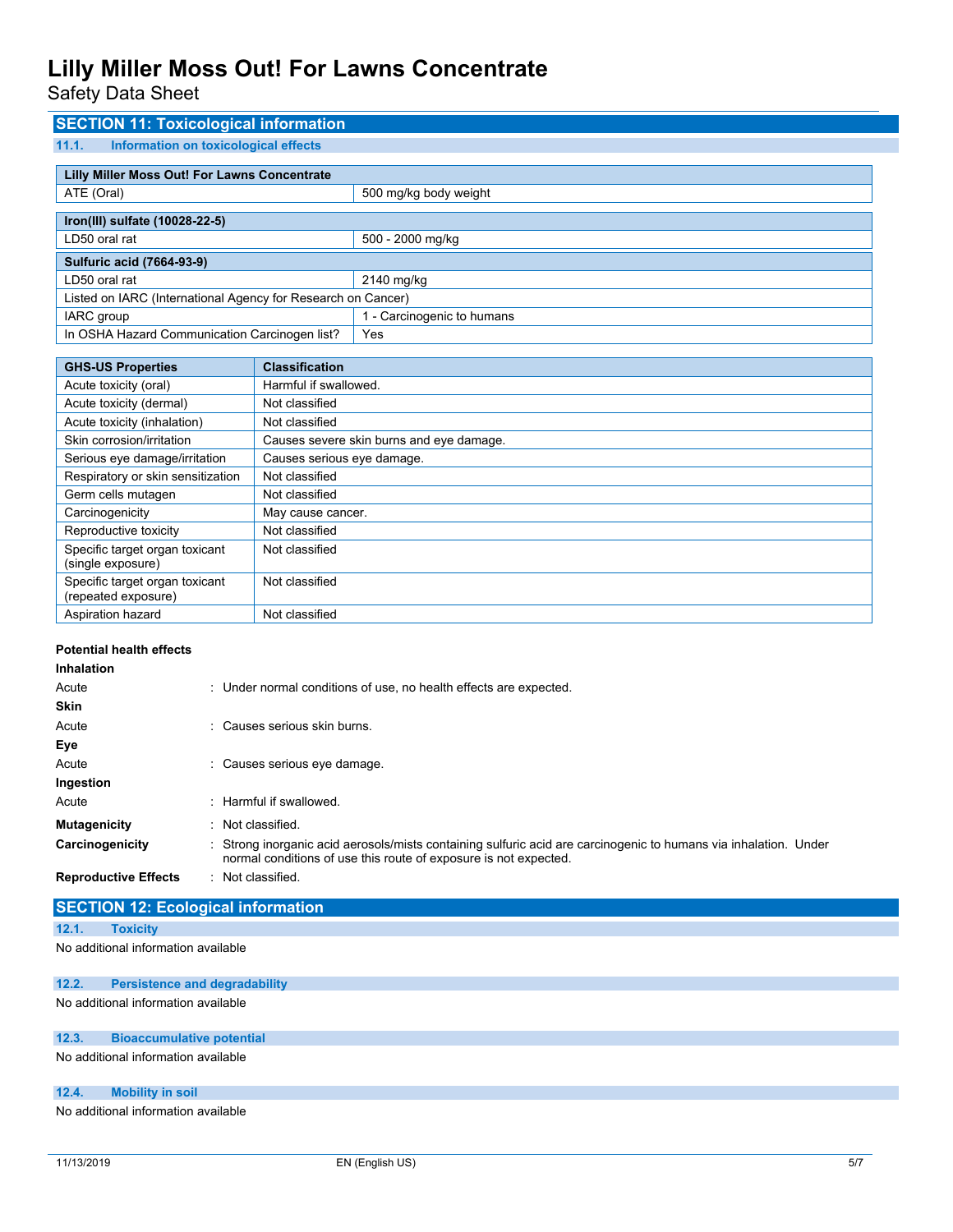## SECTION 11: Toxicological information

### 11.1. Information on toxicological effects

| Lilly Miller Moss Out! For Lawns Concentrate | |
|---|---|
| ATE (Oral) | 500 mg/kg body weight |

| Iron(III) sulfate (10028-22-5) | |
|---|---|
| LD50 oral rat | 500 - 2000 mg/kg |

| Sulfuric acid (7664-93-9) | |
|---|---|
| LD50 oral rat | 2140 mg/kg |
| Listed on IARC (International Agency for Research on Cancer) | |
| IARC group | 1 - Carcinogenic to humans |
| In OSHA Hazard Communication Carcinogen list? | Yes |

| GHS-US Properties | Classification |
|---|---|
| Acute toxicity (oral) | Harmful if swallowed. |
| Acute toxicity (dermal) | Not classified |
| Acute toxicity (inhalation) | Not classified |
| Skin corrosion/irritation | Causes severe skin burns and eye damage. |
| Serious eye damage/irritation | Causes serious eye damage. |
| Respiratory or skin sensitization | Not classified |
| Germ cells mutagen | Not classified |
| Carcinogenicity | May cause cancer. |
| Reproductive toxicity | Not classified |
| Specific target organ toxicant (single exposure) | Not classified |
| Specific target organ toxicant (repeated exposure) | Not classified |
| Aspiration hazard | Not classified |

**Potential health effects**

**Inhalation**

Acute : Under normal conditions of use, no health effects are expected.

**Skin**

Acute : Causes serious skin burns.

**Eye**

Acute : Causes serious eye damage.

**Ingestion**

Acute : Harmful if swallowed.

**Mutagenicity** : Not classified.

**Carcinogenicity** : Strong inorganic acid aerosols/mists containing sulfuric acid are carcinogenic to humans via inhalation. Under normal conditions of use this route of exposure is not expected.

**Reproductive Effects** : Not classified.

## SECTION 12: Ecological information

### 12.1. Toxicity

No additional information available

### 12.2. Persistence and degradability

No additional information available

### 12.3. Bioaccumulative potential

No additional information available

### 12.4. Mobility in soil

No additional information available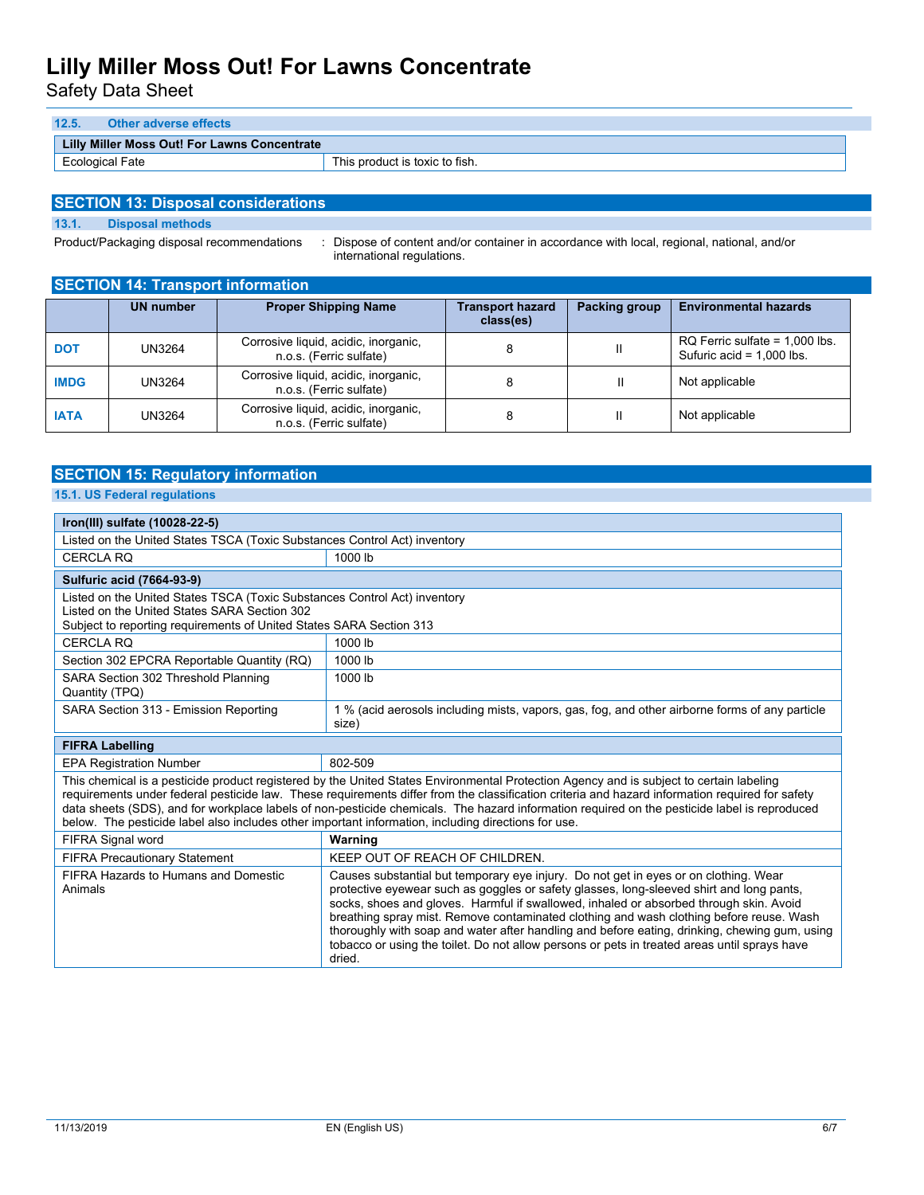### 12.5. Other adverse effects

| Lilly Miller Moss Out! For Lawns Concentrate | |
|---|---|
| Ecological Fate | This product is toxic to fish. |

## SECTION 13: Disposal considerations

### 13.1. Disposal methods

Product/Packaging disposal recommendations : Dispose of content and/or container in accordance with local, regional, national, and/or international regulations.

## SECTION 14: Transport information

| | UN number | Proper Shipping Name | Transport hazard class(es) | Packing group | Environmental hazards |
|---|---|---|---|---|---|
| **DOT** | UN3264 | Corrosive liquid, acidic, inorganic, n.o.s. (Ferric sulfate) | 8 | II | RQ Ferric sulfate = 1,000 lbs. Sufuric acid = 1,000 lbs. |
| **IMDG** | UN3264 | Corrosive liquid, acidic, inorganic, n.o.s. (Ferric sulfate) | 8 | II | Not applicable |
| **IATA** | UN3264 | Corrosive liquid, acidic, inorganic, n.o.s. (Ferric sulfate) | 8 | II | Not applicable |

## SECTION 15: Regulatory information

### 15.1. US Federal regulations

| **Iron(III) sulfate (10028-22-5)** | |
|---|---|
| Listed on the United States TSCA (Toxic Substances Control Act) inventory | |
| CERCLA RQ | 1000 lb |

| **Sulfuric acid (7664-93-9)** | |
|---|---|
| Listed on the United States TSCA (Toxic Substances Control Act) inventory<br>Listed on the United States SARA Section 302<br>Subject to reporting requirements of United States SARA Section 313 | |
| CERCLA RQ | 1000 lb |
| Section 302 EPCRA Reportable Quantity (RQ) | 1000 lb |
| SARA Section 302 Threshold Planning Quantity (TPQ) | 1000 lb |
| SARA Section 313 - Emission Reporting | 1 % (acid aerosols including mists, vapors, gas, fog, and other airborne forms of any particle size) |

| **FIFRA Labelling** | |
|---|---|
| EPA Registration Number | 802-509 |
| This chemical is a pesticide product registered by the United States Environmental Protection Agency and is subject to certain labeling requirements under federal pesticide law. These requirements differ from the classification criteria and hazard information required for safety data sheets (SDS), and for workplace labels of non-pesticide chemicals. The hazard information required on the pesticide label is reproduced below. The pesticide label also includes other important information, including directions for use. | |
| FIFRA Signal word | **Warning** |
| FIFRA Precautionary Statement | KEEP OUT OF REACH OF CHILDREN. |
| FIFRA Hazards to Humans and Domestic Animals | Causes substantial but temporary eye injury. Do not get in eyes or on clothing. Wear protective eyewear such as goggles or safety glasses, long-sleeved shirt and long pants, socks, shoes and gloves. Harmful if swallowed, inhaled or absorbed through skin. Avoid breathing spray mist. Remove contaminated clothing and wash clothing before reuse. Wash thoroughly with soap and water after handling and before eating, drinking, chewing gum, using tobacco or using the toilet. Do not allow persons or pets in treated areas until sprays have dried. |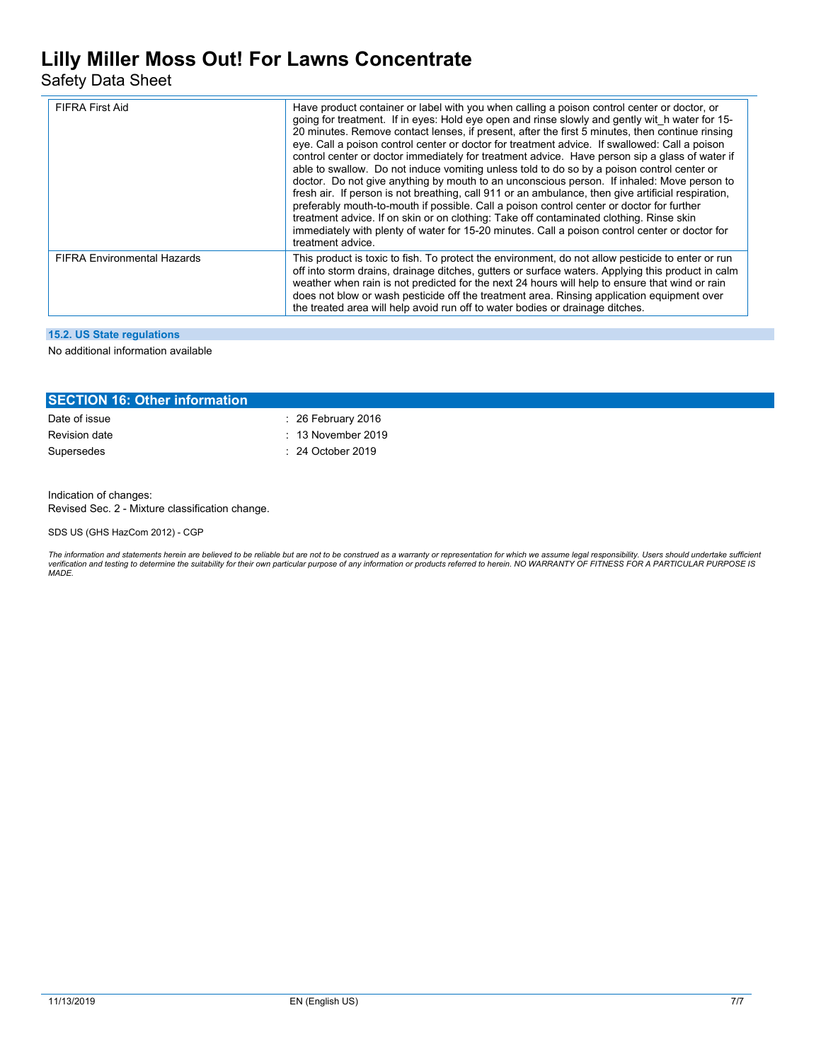| | |
|---|---|
| FIFRA First Aid | Have product container or label with you when calling a poison control center or doctor, or going for treatment. If in eyes: Hold eye open and rinse slowly and gently wit_h water for 15-20 minutes. Remove contact lenses, if present, after the first 5 minutes, then continue rinsing eye. Call a poison control center or doctor for treatment advice. If swallowed: Call a poison control center or doctor immediately for treatment advice. Have person sip a glass of water if able to swallow. Do not induce vomiting unless told to do so by a poison control center or doctor. Do not give anything by mouth to an unconscious person. If inhaled: Move person to fresh air. If person is not breathing, call 911 or an ambulance, then give artificial respiration, preferably mouth-to-mouth if possible. Call a poison control center or doctor for further treatment advice. If on skin or on clothing: Take off contaminated clothing. Rinse skin immediately with plenty of water for 15-20 minutes. Call a poison control center or doctor for treatment advice. |
| FIFRA Environmental Hazards | This product is toxic to fish. To protect the environment, do not allow pesticide to enter or run off into storm drains, drainage ditches, gutters or surface waters. Applying this product in calm weather when rain is not predicted for the next 24 hours will help to ensure that wind or rain does not blow or wash pesticide off the treatment area. Rinsing application equipment over the treated area will help avoid run off to water bodies or drainage ditches. |

### 15.2. US State regulations

No additional information available

## SECTION 16: Other information

Date of issue : 26 February 2016
Revision date : 13 November 2019
Supersedes : 24 October 2019

Indication of changes:
Revised Sec. 2 - Mixture classification change.

SDS US (GHS HazCom 2012) - CGP

*The information and statements herein are believed to be reliable but are not to be construed as a warranty or representation for which we assume legal responsibility. Users should undertake sufficient verification and testing to determine the suitability for their own particular purpose of any information or products referred to herein. NO WARRANTY OF FITNESS FOR A PARTICULAR PURPOSE IS MADE.*